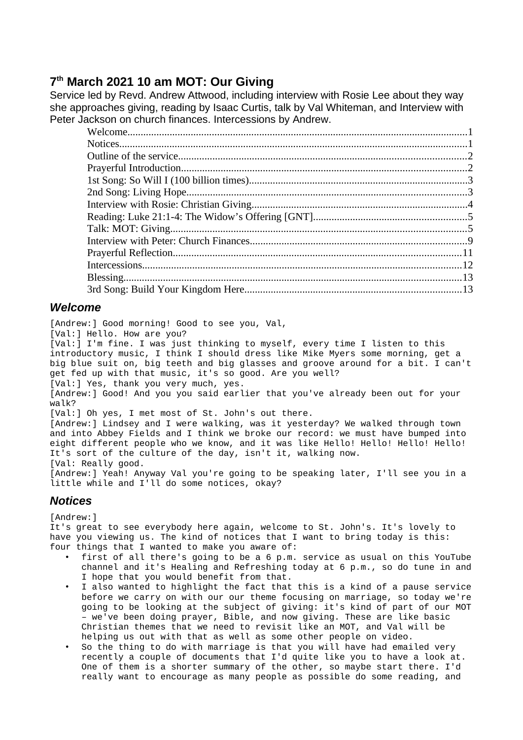## 7th March 2021 10 am MOT: Our Giving

Service led by Revd. Andrew Attwood, including interview with Rosie Lee about they way she approaches giving, reading by Isaac Curtis, talk by Val Whiteman, and Interview with Peter Jackson on church finances. Intercessions by Andrew.

- Welcome....1
- Notices....1
- Outline of the service....2
- Prayerful Introduction....2
- 1st Song: So Will I (100 billion times)....3
- 2nd Song: Living Hope....3
- Interview with Rosie: Christian Giving....4
- Reading: Luke 21:1-4: The Widow's Offering [GNT]....5
- Talk: MOT: Giving....5
- Interview with Peter: Church Finances....9
- Prayerful Reflection....11
- Intercessions....12
- Blessing....13
- 3rd Song: Build Your Kingdom Here....13

### *Welcome*

[Andrew:] Good morning! Good to see you, Val,
[Val:] Hello. How are you?
[Val:] I'm fine. I was just thinking to myself, every time I listen to this introductory music, I think I should dress like Mike Myers some morning, get a big blue suit on, big teeth and big glasses and groove around for a bit. I can't get fed up with that music, it's so good. Are you well?
[Val:] Yes, thank you very much, yes.
[Andrew:] Good! And you you said earlier that you've already been out for your walk?
[Val:] Oh yes, I met most of St. John's out there.
[Andrew:] Lindsey and I were walking, was it yesterday? We walked through town and into Abbey Fields and I think we broke our record: we must have bumped into eight different people who we know, and it was like Hello! Hello! Hello! It's sort of the culture of the day, isn't it, walking now.
[Val: Really good.
[Andrew:] Yeah! Anyway Val you're going to be speaking later, I'll see you in a little while and I'll do some notices, okay?

### *Notices*

[Andrew:]
It's great to see everybody here again, welcome to St. John's. It's lovely to have you viewing us. The kind of notices that I want to bring today is this: four things that I wanted to make you aware of:

- first of all there's going to be a 6 p.m. service as usual on this YouTube channel and it's Healing and Refreshing today at 6 p.m., so do tune in and I hope that you would benefit from that.
- I also wanted to highlight the fact that this is a kind of a pause service before we carry on with our our theme focusing on marriage, so today we're going to be looking at the subject of giving: it's kind of part of our MOT – we've been doing prayer, Bible, and now giving. These are like basic Christian themes that we need to revisit like an MOT, and Val will be helping us out with that as well as some other people on video.
- So the thing to do with marriage is that you will have had emailed very recently a couple of documents that I'd quite like you to have a look at. One of them is a shorter summary of the other, so maybe start there. I'd really want to encourage as many people as possible do some reading, and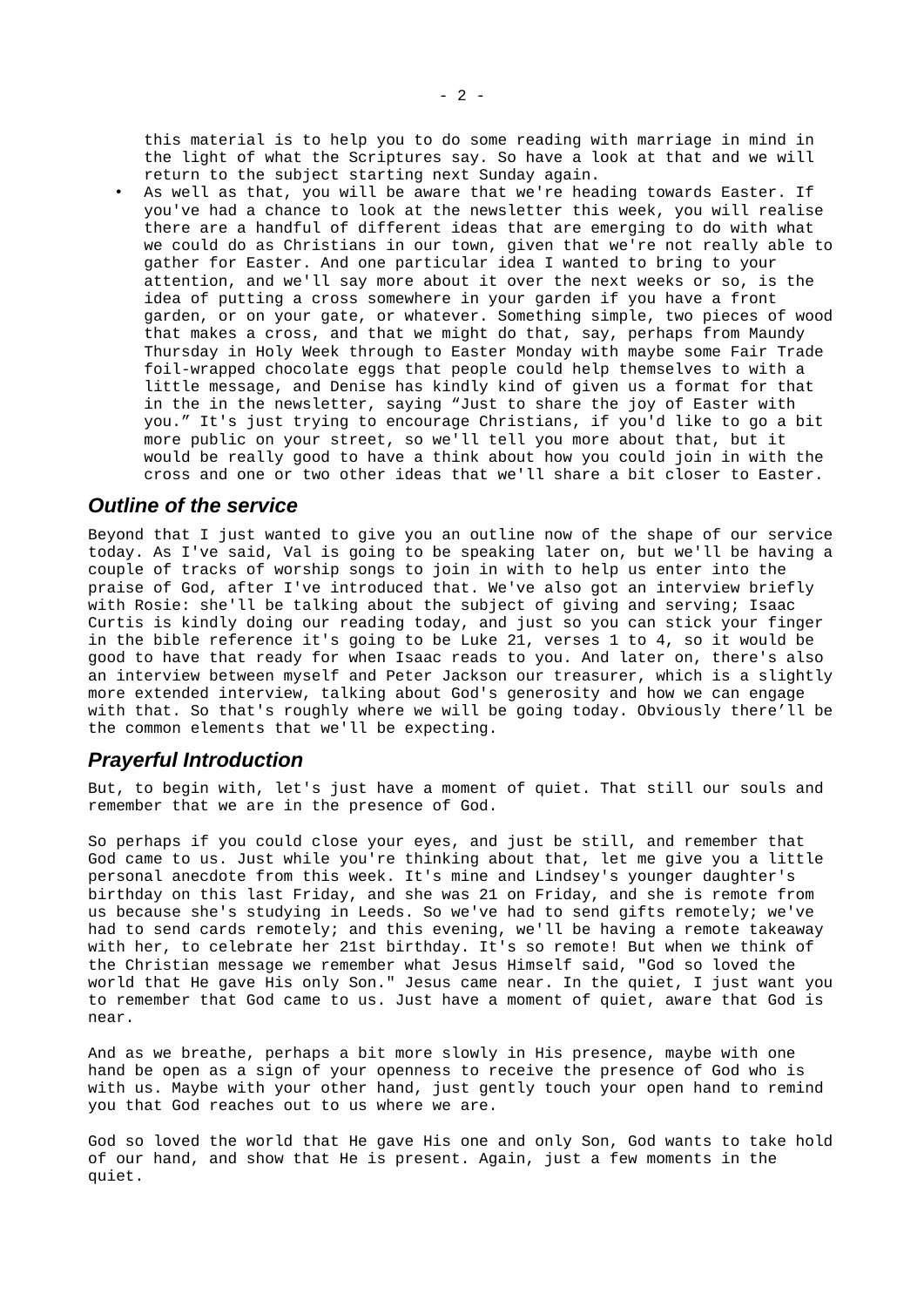this material is to help you to do some reading with marriage in mind in the light of what the Scriptures say. So have a look at that and we will return to the subject starting next Sunday again.

- As well as that, you will be aware that we're heading towards Easter. If you've had a chance to look at the newsletter this week, you will realise there are a handful of different ideas that are emerging to do with what we could do as Christians in our town, given that we're not really able to gather for Easter. And one particular idea I wanted to bring to your attention, and we'll say more about it over the next weeks or so, is the idea of putting a cross somewhere in your garden if you have a front garden, or on your gate, or whatever. Something simple, two pieces of wood that makes a cross, and that we might do that, say, perhaps from Maundy Thursday in Holy Week through to Easter Monday with maybe some Fair Trade foil-wrapped chocolate eggs that people could help themselves to with a little message, and Denise has kindly kind of given us a format for that in the in the newsletter, saying "Just to share the joy of Easter with you." It's just trying to encourage Christians, if you'd like to go a bit more public on your street, so we'll tell you more about that, but it would be really good to have a think about how you could join in with the cross and one or two other ideas that we'll share a bit closer to Easter.

## Outline of the service

Beyond that I just wanted to give you an outline now of the shape of our service today. As I've said, Val is going to be speaking later on, but we'll be having a couple of tracks of worship songs to join in with to help us enter into the praise of God, after I've introduced that. We've also got an interview briefly with Rosie: she'll be talking about the subject of giving and serving; Isaac Curtis is kindly doing our reading today, and just so you can stick your finger in the bible reference it's going to be Luke 21, verses 1 to 4, so it would be good to have that ready for when Isaac reads to you. And later on, there's also an interview between myself and Peter Jackson our treasurer, which is a slightly more extended interview, talking about God's generosity and how we can engage with that. So that's roughly where we will be going today. Obviously there'll be the common elements that we'll be expecting.

## Prayerful Introduction

But, to begin with, let's just have a moment of quiet. That still our souls and remember that we are in the presence of God.

So perhaps if you could close your eyes, and just be still, and remember that God came to us. Just while you're thinking about that, let me give you a little personal anecdote from this week. It's mine and Lindsey's younger daughter's birthday on this last Friday, and she was 21 on Friday, and she is remote from us because she's studying in Leeds. So we've had to send gifts remotely; we've had to send cards remotely; and this evening, we'll be having a remote takeaway with her, to celebrate her 21st birthday. It's so remote! But when we think of the Christian message we remember what Jesus Himself said, "God so loved the world that He gave His only Son." Jesus came near. In the quiet, I just want you to remember that God came to us. Just have a moment of quiet, aware that God is near.

And as we breathe, perhaps a bit more slowly in His presence, maybe with one hand be open as a sign of your openness to receive the presence of God who is with us. Maybe with your other hand, just gently touch your open hand to remind you that God reaches out to us where we are.

God so loved the world that He gave His one and only Son, God wants to take hold of our hand, and show that He is present. Again, just a few moments in the quiet.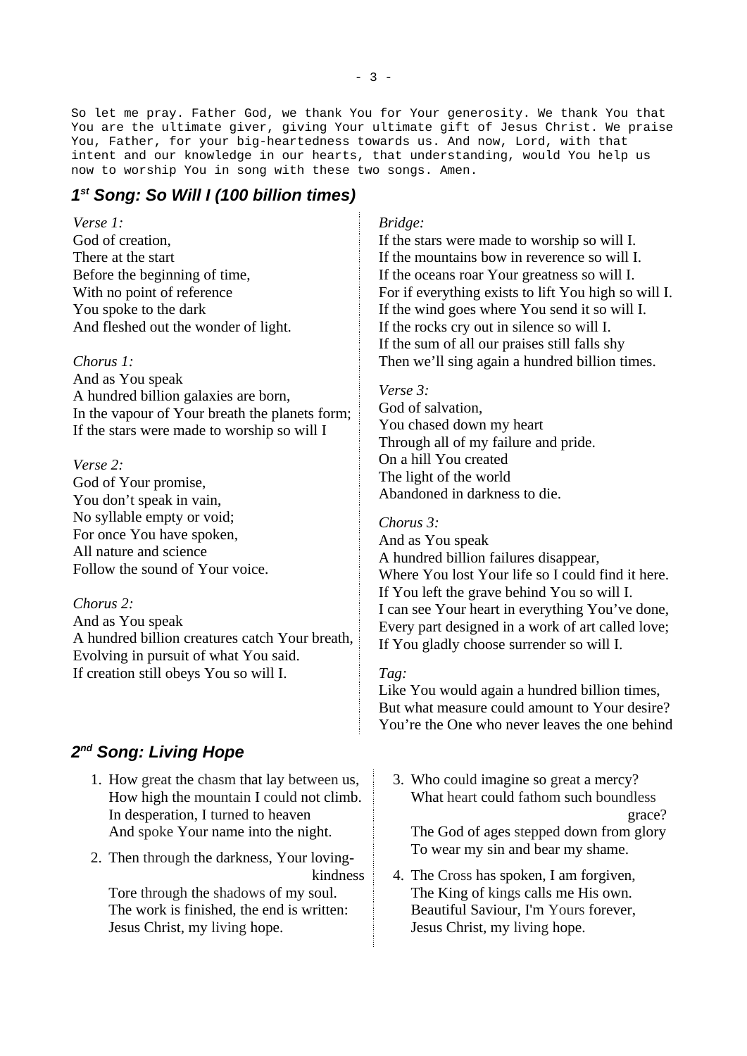So let me pray. Father God, we thank You for Your generosity. We thank You that You are the ultimate giver, giving Your ultimate gift of Jesus Christ. We praise You, Father, for your big-heartedness towards us. And now, Lord, with that intent and our knowledge in our hearts, that understanding, would You help us now to worship You in song with these two songs. Amen.

## 1st Song: So Will I (100 billion times)

*Verse 1:*
God of creation,
There at the start
Before the beginning of time,
With no point of reference
You spoke to the dark
And fleshed out the wonder of light.

*Chorus 1:*
And as You speak
A hundred billion galaxies are born,
In the vapour of Your breath the planets form;
If the stars were made to worship so will I

*Verse 2:*
God of Your promise,
You don't speak in vain,
No syllable empty or void;
For once You have spoken,
All nature and science
Follow the sound of Your voice.

*Chorus 2:*
And as You speak
A hundred billion creatures catch Your breath,
Evolving in pursuit of what You said.
If creation still obeys You so will I.

*Bridge:*
If the stars were made to worship so will I.
If the mountains bow in reverence so will I.
If the oceans roar Your greatness so will I.
For if everything exists to lift You high so will I.
If the wind goes where You send it so will I.
If the rocks cry out in silence so will I.
If the sum of all our praises still falls shy
Then we'll sing again a hundred billion times.

*Verse 3:*
God of salvation,
You chased down my heart
Through all of my failure and pride.
On a hill You created
The light of the world
Abandoned in darkness to die.

*Chorus 3:*
And as You speak
A hundred billion failures disappear,
Where You lost Your life so I could find it here.
If You left the grave behind You so will I.
I can see Your heart in everything You've done,
Every part designed in a work of art called love;
If You gladly choose surrender so will I.

*Tag:*
Like You would again a hundred billion times,
But what measure could amount to Your desire?
You're the One who never leaves the one behind

## 2nd Song: Living Hope

1. How great the chasm that lay between us,
   How high the mountain I could not climb.
   In desperation, I turned to heaven
   And spoke Your name into the night.

2. Then through the darkness, Your loving-kindness
   Tore through the shadows of my soul.
   The work is finished, the end is written:
   Jesus Christ, my living hope.

3. Who could imagine so great a mercy?
   What heart could fathom such boundless grace?
   The God of ages stepped down from glory
   To wear my sin and bear my shame.

4. The Cross has spoken, I am forgiven,
   The King of kings calls me His own.
   Beautiful Saviour, I'm Yours forever,
   Jesus Christ, my living hope.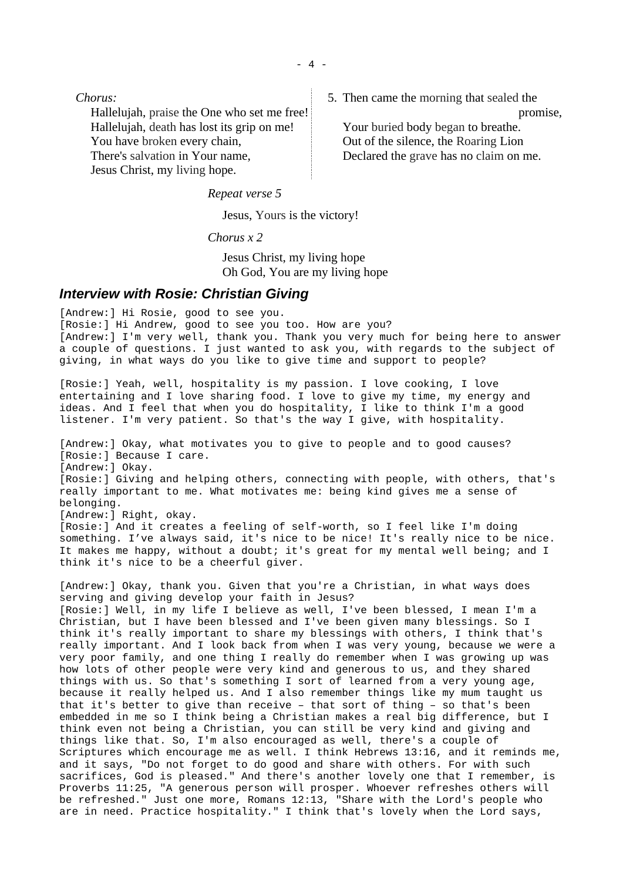*Chorus:*

Hallelujah, praise the One who set me free!
Hallelujah, death has lost its grip on me!
You have broken every chain,
There's salvation in Your name,
Jesus Christ, my living hope.

5. Then came the morning that sealed the promise,
   Your buried body began to breathe.
   Out of the silence, the Roaring Lion
   Declared the grave has no claim on me.

*Repeat verse 5*

Jesus, Yours is the victory!

*Chorus x 2*

Jesus Christ, my living hope
Oh God, You are my living hope

## Interview with Rosie: Christian Giving

[Andrew:] Hi Rosie, good to see you.
[Rosie:] Hi Andrew, good to see you too. How are you?
[Andrew:] I'm very well, thank you. Thank you very much for being here to answer a couple of questions. I just wanted to ask you, with regards to the subject of giving, in what ways do you like to give time and support to people?

[Rosie:] Yeah, well, hospitality is my passion. I love cooking, I love entertaining and I love sharing food. I love to give my time, my energy and ideas. And I feel that when you do hospitality, I like to think I'm a good listener. I'm very patient. So that's the way I give, with hospitality.

[Andrew:] Okay, what motivates you to give to people and to good causes?
[Rosie:] Because I care.
[Andrew:] Okay.
[Rosie:] Giving and helping others, connecting with people, with others, that's really important to me. What motivates me: being kind gives me a sense of belonging.
[Andrew:] Right, okay.
[Rosie:] And it creates a feeling of self-worth, so I feel like I'm doing something. I've always said, it's nice to be nice! It's really nice to be nice. It makes me happy, without a doubt; it's great for my mental well being; and I think it's nice to be a cheerful giver.

[Andrew:] Okay, thank you. Given that you're a Christian, in what ways does serving and giving develop your faith in Jesus?
[Rosie:] Well, in my life I believe as well, I've been blessed, I mean I'm a Christian, but I have been blessed and I've been given many blessings. So I think it's really important to share my blessings with others, I think that's really important. And I look back from when I was very young, because we were a very poor family, and one thing I really do remember when I was growing up was how lots of other people were very kind and generous to us, and they shared things with us. So that's something I sort of learned from a very young age, because it really helped us. And I also remember things like my mum taught us that it's better to give than receive – that sort of thing – so that's been embedded in me so I think being a Christian makes a real big difference, but I think even not being a Christian, you can still be very kind and giving and things like that. So, I'm also encouraged as well, there's a couple of Scriptures which encourage me as well. I think Hebrews 13:16, and it reminds me, and it says, "Do not forget to do good and share with others. For with such sacrifices, God is pleased." And there's another lovely one that I remember, is Proverbs 11:25, "A generous person will prosper. Whoever refreshes others will be refreshed." Just one more, Romans 12:13, "Share with the Lord's people who are in need. Practice hospitality." I think that's lovely when the Lord says,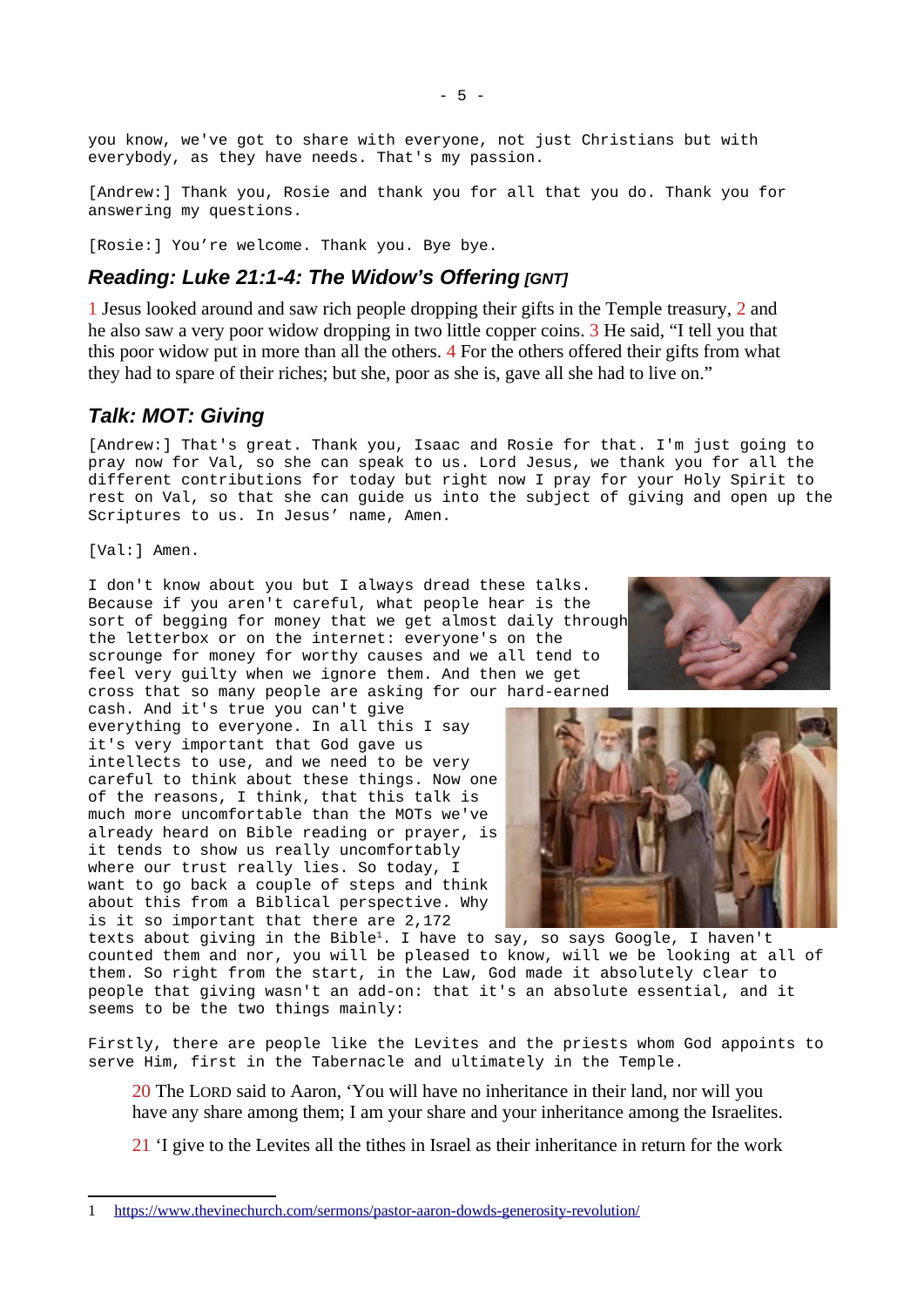you know, we've got to share with everyone, not just Christians but with everybody, as they have needs. That's my passion.

[Andrew:] Thank you, Rosie and thank you for all that you do. Thank you for answering my questions.

[Rosie:] You're welcome. Thank you. Bye bye.

## *Reading: Luke 21:1-4: The Widow's Offering [GNT]*

1 Jesus looked around and saw rich people dropping their gifts in the Temple treasury, 2 and he also saw a very poor widow dropping in two little copper coins. 3 He said, "I tell you that this poor widow put in more than all the others. 4 For the others offered their gifts from what they had to spare of their riches; but she, poor as she is, gave all she had to live on."

## *Talk: MOT: Giving*

[Andrew:] That's great. Thank you, Isaac and Rosie for that. I'm just going to pray now for Val, so she can speak to us. Lord Jesus, we thank you for all the different contributions for today but right now I pray for your Holy Spirit to rest on Val, so that she can guide us into the subject of giving and open up the Scriptures to us. In Jesus' name, Amen.

[Val:] Amen.

I don't know about you but I always dread these talks. Because if you aren't careful, what people hear is the sort of begging for money that we get almost daily through the letterbox or on the internet: everyone's on the scrounge for money for worthy causes and we all tend to feel very guilty when we ignore them. And then we get cross that so many people are asking for our hard-earned cash. And it's true you can't give everything to everyone. In all this I say it's very important that God gave us intellects to use, and we need to be very careful to think about these things. Now one of the reasons, I think, that this talk is much more uncomfortable than the MOTs we've already heard on Bible reading or prayer, is it tends to show us really uncomfortably where our trust really lies. So today, I want to go back a couple of steps and think about this from a Biblical perspective. Why is it so important that there are 2,172 texts about giving in the Bible[1]. I have to say, so says Google, I haven't counted them and nor, you will be pleased to know, will we be looking at all of them. So right from the start, in the Law, God made it absolutely clear to people that giving wasn't an add-on: that it's an absolute essential, and it seems to be the two things mainly:

Firstly, there are people like the Levites and the priests whom God appoints to serve Him, first in the Tabernacle and ultimately in the Temple.

> 20 The LORD said to Aaron, 'You will have no inheritance in their land, nor will you have any share among them; I am your share and your inheritance among the Israelites.
>
> 21 'I give to the Levites all the tithes in Israel as their inheritance in return for the work

---

1 https://www.thevinechurch.com/sermons/pastor-aaron-dowds-generosity-revolution/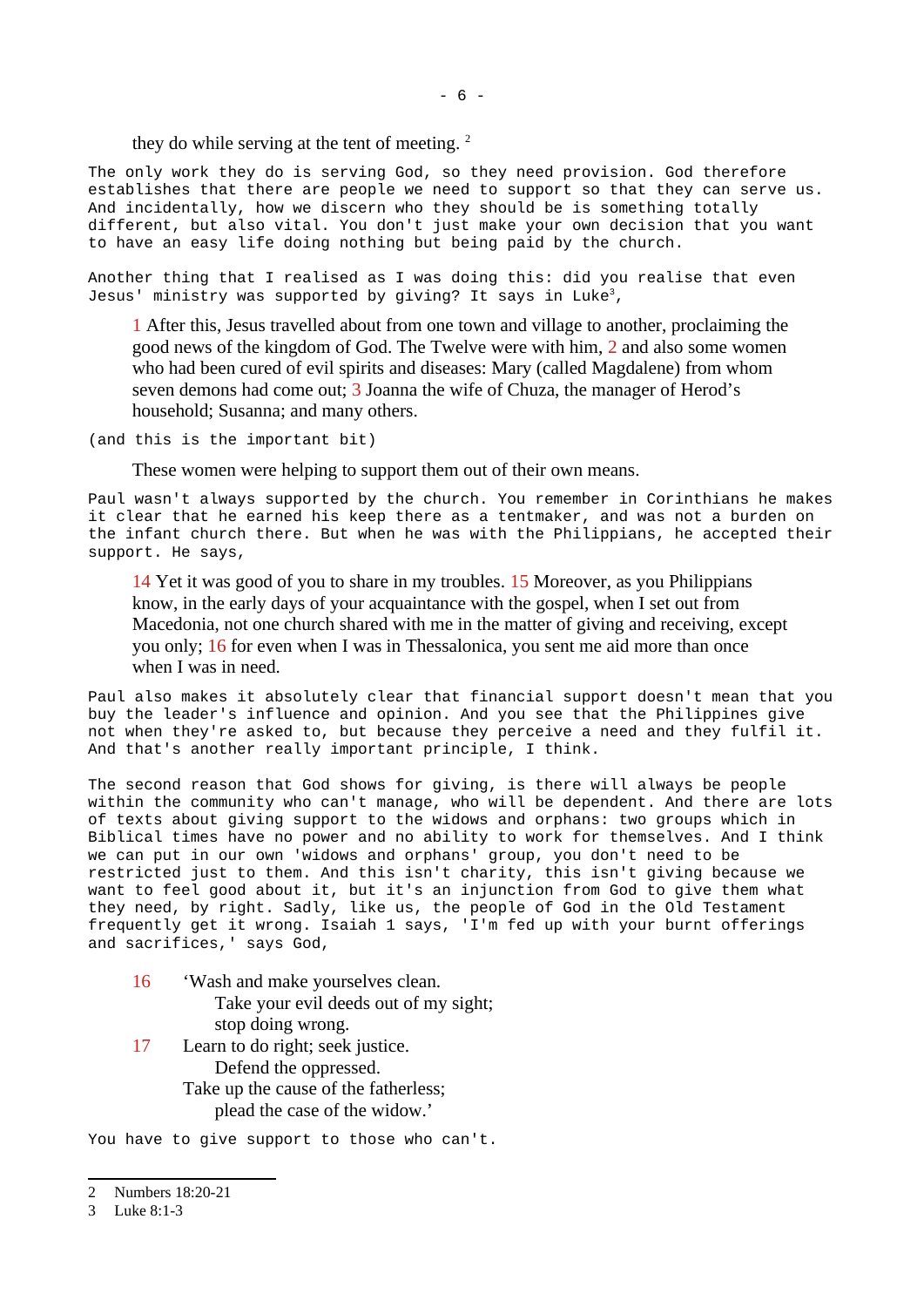> they do while serving at the tent of meeting. [2]

The only work they do is serving God, so they need provision. God therefore establishes that there are people we need to support so that they can serve us. And incidentally, how we discern who they should be is something totally different, but also vital. You don't just make your own decision that you want to have an easy life doing nothing but being paid by the church.

Another thing that I realised as I was doing this: did you realise that even Jesus' ministry was supported by giving? It says in Luke[3],

> 1 After this, Jesus travelled about from one town and village to another, proclaiming the good news of the kingdom of God. The Twelve were with him, 2 and also some women who had been cured of evil spirits and diseases: Mary (called Magdalene) from whom seven demons had come out; 3 Joanna the wife of Chuza, the manager of Herod's household; Susanna; and many others.

(and this is the important bit)

> These women were helping to support them out of their own means.

Paul wasn't always supported by the church. You remember in Corinthians he makes it clear that he earned his keep there as a tentmaker, and was not a burden on the infant church there. But when he was with the Philippians, he accepted their support. He says,

> 14 Yet it was good of you to share in my troubles. 15 Moreover, as you Philippians know, in the early days of your acquaintance with the gospel, when I set out from Macedonia, not one church shared with me in the matter of giving and receiving, except you only; 16 for even when I was in Thessalonica, you sent me aid more than once when I was in need.

Paul also makes it absolutely clear that financial support doesn't mean that you buy the leader's influence and opinion. And you see that the Philippians give not when they're asked to, but because they perceive a need and they fulfil it. And that's another really important principle, I think.

The second reason that God shows for giving, is there will always be people within the community who can't manage, who will be dependent. And there are lots of texts about giving support to the widows and orphans: two groups which in Biblical times have no power and no ability to work for themselves. And I think we can put in our own 'widows and orphans' group, you don't need to be restricted just to them. And this isn't charity, this isn't giving because we want to feel good about it, but it's an injunction from God to give them what they need, by right. Sadly, like us, the people of God in the Old Testament frequently get it wrong. Isaiah 1 says, 'I'm fed up with your burnt offerings and sacrifices,' says God,

> 16 'Wash and make yourselves clean.
> Take your evil deeds out of my sight;
> stop doing wrong.
> 17 Learn to do right; seek justice.
> Defend the oppressed.
> Take up the cause of the fatherless;
> plead the case of the widow.'

You have to give support to those who can't.

---

2 Numbers 18:20-21

3 Luke 8:1-3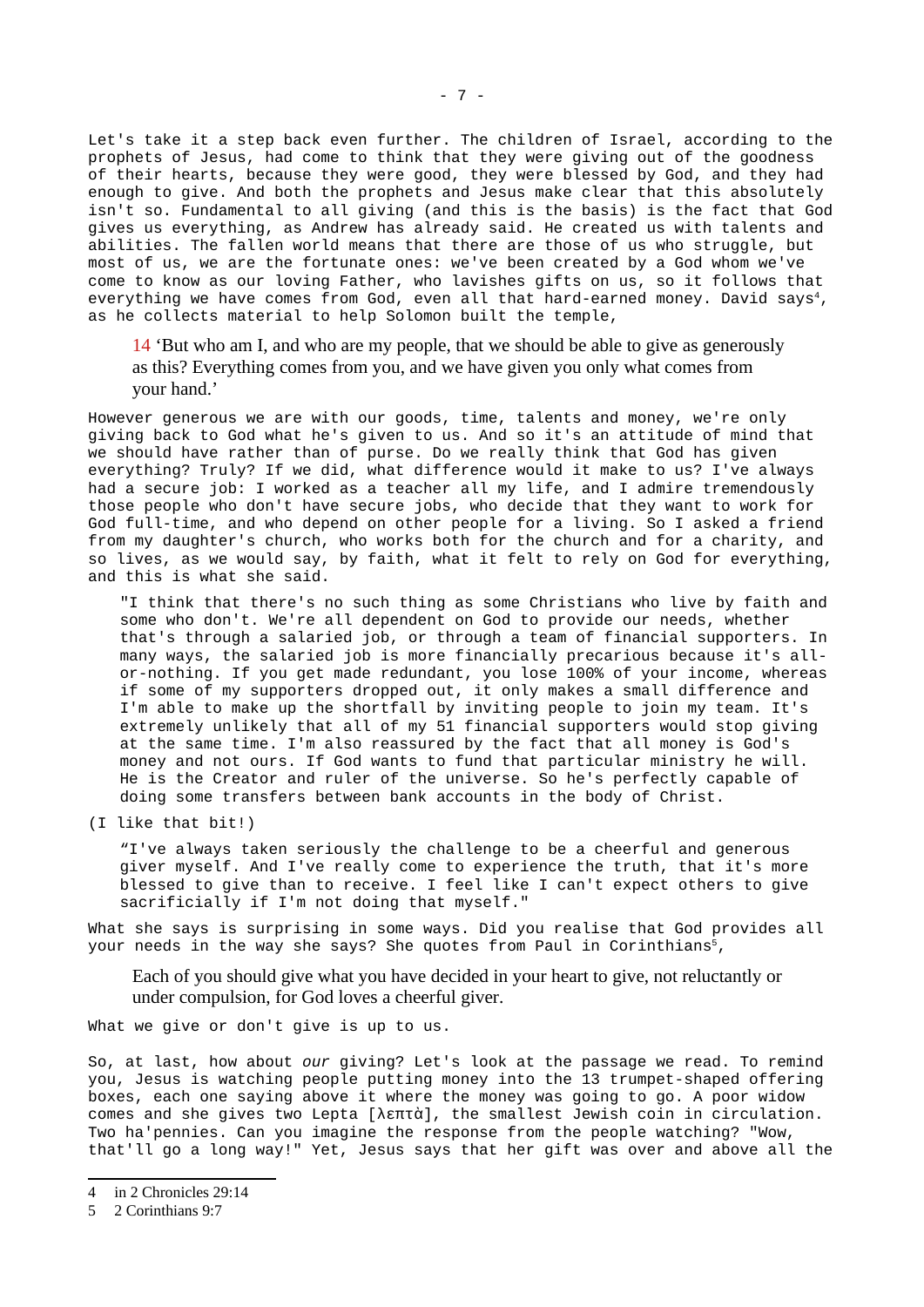Let's take it a step back even further. The children of Israel, according to the prophets of Jesus, had come to think that they were giving out of the goodness of their hearts, because they were good, they were blessed by God, and they had enough to give. And both the prophets and Jesus make clear that this absolutely isn't so. Fundamental to all giving (and this is the basis) is the fact that God gives us everything, as Andrew has already said. He created us with talents and abilities. The fallen world means that there are those of us who struggle, but most of us, we are the fortunate ones: we've been created by a God whom we've come to know as our loving Father, who lavishes gifts on us, so it follows that everything we have comes from God, even all that hard-earned money. David says[4], as he collects material to help Solomon built the temple,

> 14 'But who am I, and who are my people, that we should be able to give as generously as this? Everything comes from you, and we have given you only what comes from your hand.'

However generous we are with our goods, time, talents and money, we're only giving back to God what he's given to us. And so it's an attitude of mind that we should have rather than of purse. Do we really think that God has given everything? Truly? If we did, what difference would it make to us? I've always had a secure job: I worked as a teacher all my life, and I admire tremendously those people who don't have secure jobs, who decide that they want to work for God full-time, and who depend on other people for a living. So I asked a friend from my daughter's church, who works both for the church and for a charity, and so lives, as we would say, by faith, what it felt to rely on God for everything, and this is what she said.

> "I think that there's no such thing as some Christians who live by faith and some who don't. We're all dependent on God to provide our needs, whether that's through a salaried job, or through a team of financial supporters. In many ways, the salaried job is more financially precarious because it's all-or-nothing. If you get made redundant, you lose 100% of your income, whereas if some of my supporters dropped out, it only makes a small difference and I'm able to make up the shortfall by inviting people to join my team. It's extremely unlikely that all of my 51 financial supporters would stop giving at the same time. I'm also reassured by the fact that all money is God's money and not ours. If God wants to fund that particular ministry he will. He is the Creator and ruler of the universe. So he's perfectly capable of doing some transfers between bank accounts in the body of Christ.

(I like that bit!)

> "I've always taken seriously the challenge to be a cheerful and generous giver myself. And I've really come to experience the truth, that it's more blessed to give than to receive. I feel like I can't expect others to give sacrificially if I'm not doing that myself."

What she says is surprising in some ways. Did you realise that God provides all your needs in the way she says? She quotes from Paul in Corinthians[5],

> Each of you should give what you have decided in your heart to give, not reluctantly or under compulsion, for God loves a cheerful giver.

What we give or don't give is up to us.

So, at last, how about *our* giving? Let's look at the passage we read. To remind you, Jesus is watching people putting money into the 13 trumpet-shaped offering boxes, each one saying above it where the money was going to go. A poor widow comes and she gives two Lepta [λεπτὰ], the smallest Jewish coin in circulation. Two ha'pennies. Can you imagine the response from the people watching? "Wow, that'll go a long way!" Yet, Jesus says that her gift was over and above all the

---

4 in 2 Chronicles 29:14

5 2 Corinthians 9:7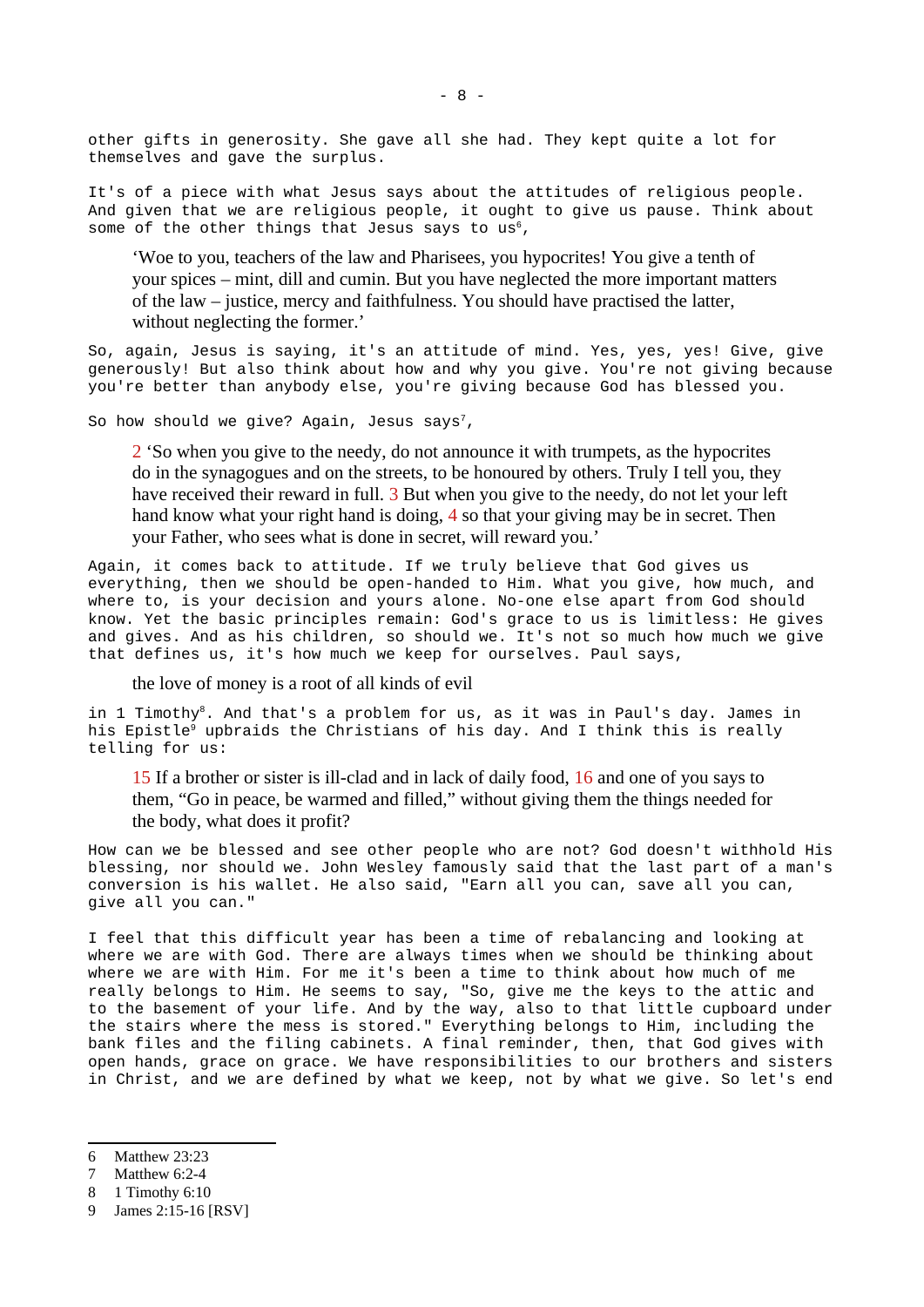other gifts in generosity. She gave all she had. They kept quite a lot for themselves and gave the surplus.

It's of a piece with what Jesus says about the attitudes of religious people. And given that we are religious people, it ought to give us pause. Think about some of the other things that Jesus says to us[6],

> 'Woe to you, teachers of the law and Pharisees, you hypocrites! You give a tenth of your spices – mint, dill and cumin. But you have neglected the more important matters of the law – justice, mercy and faithfulness. You should have practised the latter, without neglecting the former.'

So, again, Jesus is saying, it's an attitude of mind. Yes, yes, yes! Give, give generously! But also think about how and why you give. You're not giving because you're better than anybody else, you're giving because God has blessed you.

So how should we give? Again, Jesus says[7],

> 2 'So when you give to the needy, do not announce it with trumpets, as the hypocrites do in the synagogues and on the streets, to be honoured by others. Truly I tell you, they have received their reward in full. 3 But when you give to the needy, do not let your left hand know what your right hand is doing, 4 so that your giving may be in secret. Then your Father, who sees what is done in secret, will reward you.'

Again, it comes back to attitude. If we truly believe that God gives us everything, then we should be open-handed to Him. What you give, how much, and where to, is your decision and yours alone. No-one else apart from God should know. Yet the basic principles remain: God's grace to us is limitless: He gives and gives. And as his children, so should we. It's not so much how much we give that defines us, it's how much we keep for ourselves. Paul says,

> the love of money is a root of all kinds of evil

in 1 Timothy[8]. And that's a problem for us, as it was in Paul's day. James in his Epistle[9] upbraids the Christians of his day. And I think this is really telling for us:

> 15 If a brother or sister is ill-clad and in lack of daily food, 16 and one of you says to them, "Go in peace, be warmed and filled," without giving them the things needed for the body, what does it profit?

How can we be blessed and see other people who are not? God doesn't withhold His blessing, nor should we. John Wesley famously said that the last part of a man's conversion is his wallet. He also said, "Earn all you can, save all you can, give all you can."

I feel that this difficult year has been a time of rebalancing and looking at where we are with God. There are always times when we should be thinking about where we are with Him. For me it's been a time to think about how much of me really belongs to Him. He seems to say, "So, give me the keys to the attic and to the basement of your life. And by the way, also to that little cupboard under the stairs where the mess is stored." Everything belongs to Him, including the bank files and the filing cabinets. A final reminder, then, that God gives with open hands, grace on grace. We have responsibilities to our brothers and sisters in Christ, and we are defined by what we keep, not by what we give. So let's end

---

6 Matthew 23:23
7 Matthew 6:2-4
8 1 Timothy 6:10
9 James 2:15-16 [RSV]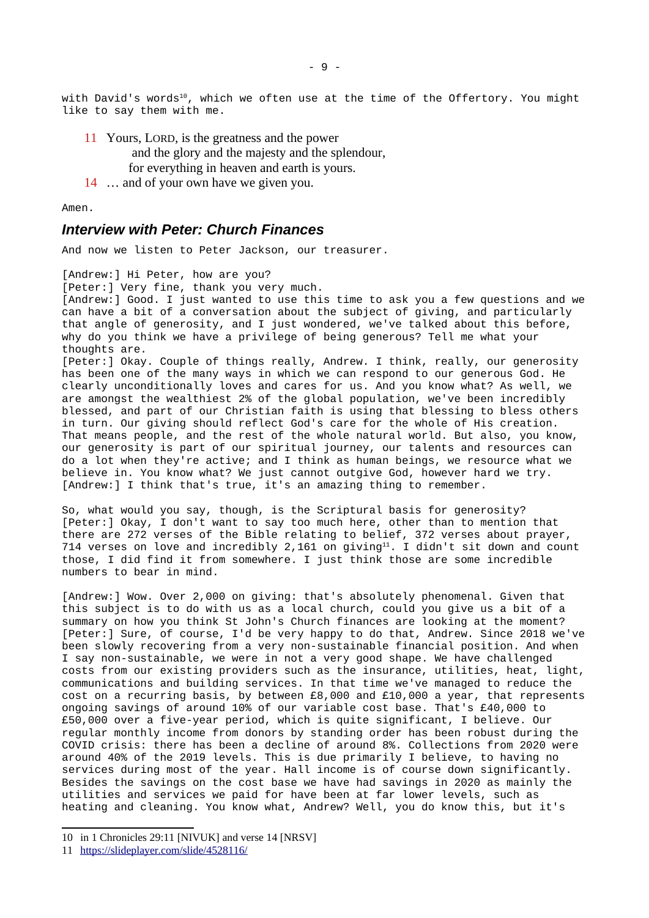with David's words[10], which we often use at the time of the Offertory. You might like to say them with me.

11 Yours, LORD, is the greatness and the power
and the glory and the majesty and the splendour,
for everything in heaven and earth is yours.

14 … and of your own have we given you.

Amen.

## Interview with Peter: Church Finances

And now we listen to Peter Jackson, our treasurer.

[Andrew:] Hi Peter, how are you?
[Peter:] Very fine, thank you very much.
[Andrew:] Good. I just wanted to use this time to ask you a few questions and we can have a bit of a conversation about the subject of giving, and particularly that angle of generosity, and I just wondered, we've talked about this before, why do you think we have a privilege of being generous? Tell me what your thoughts are.
[Peter:] Okay. Couple of things really, Andrew. I think, really, our generosity has been one of the many ways in which we can respond to our generous God. He clearly unconditionally loves and cares for us. And you know what? As well, we are amongst the wealthiest 2% of the global population, we've been incredibly blessed, and part of our Christian faith is using that blessing to bless others in turn. Our giving should reflect God's care for the whole of His creation. That means people, and the rest of the whole natural world. But also, you know, our generosity is part of our spiritual journey, our talents and resources can do a lot when they're active; and I think as human beings, we resource what we believe in. You know what? We just cannot outgive God, however hard we try.
[Andrew:] I think that's true, it's an amazing thing to remember.

So, what would you say, though, is the Scriptural basis for generosity?
[Peter:] Okay, I don't want to say too much here, other than to mention that there are 272 verses of the Bible relating to belief, 372 verses about prayer, 714 verses on love and incredibly 2,161 on giving[11]. I didn't sit down and count those, I did find it from somewhere. I just think those are some incredible numbers to bear in mind.

[Andrew:] Wow. Over 2,000 on giving: that's absolutely phenomenal. Given that this subject is to do with us as a local church, could you give us a bit of a summary on how you think St John's Church finances are looking at the moment?
[Peter:] Sure, of course, I'd be very happy to do that, Andrew. Since 2018 we've been slowly recovering from a very non-sustainable financial position. And when I say non-sustainable, we were in not a very good shape. We have challenged costs from our existing providers such as the insurance, utilities, heat, light, communications and building services. In that time we've managed to reduce the cost on a recurring basis, by between £8,000 and £10,000 a year, that represents ongoing savings of around 10% of our variable cost base. That's £40,000 to £50,000 over a five-year period, which is quite significant, I believe. Our regular monthly income from donors by standing order has been robust during the COVID crisis: there has been a decline of around 8%. Collections from 2020 were around 40% of the 2019 levels. This is due primarily I believe, to having no services during most of the year. Hall income is of course down significantly. Besides the savings on the cost base we have had savings in 2020 as mainly the utilities and services we paid for have been at far lower levels, such as heating and cleaning. You know what, Andrew? Well, you do know this, but it's

---

10 in 1 Chronicles 29:11 [NIVUK] and verse 14 [NRSV]

11 https://slideplayer.com/slide/4528116/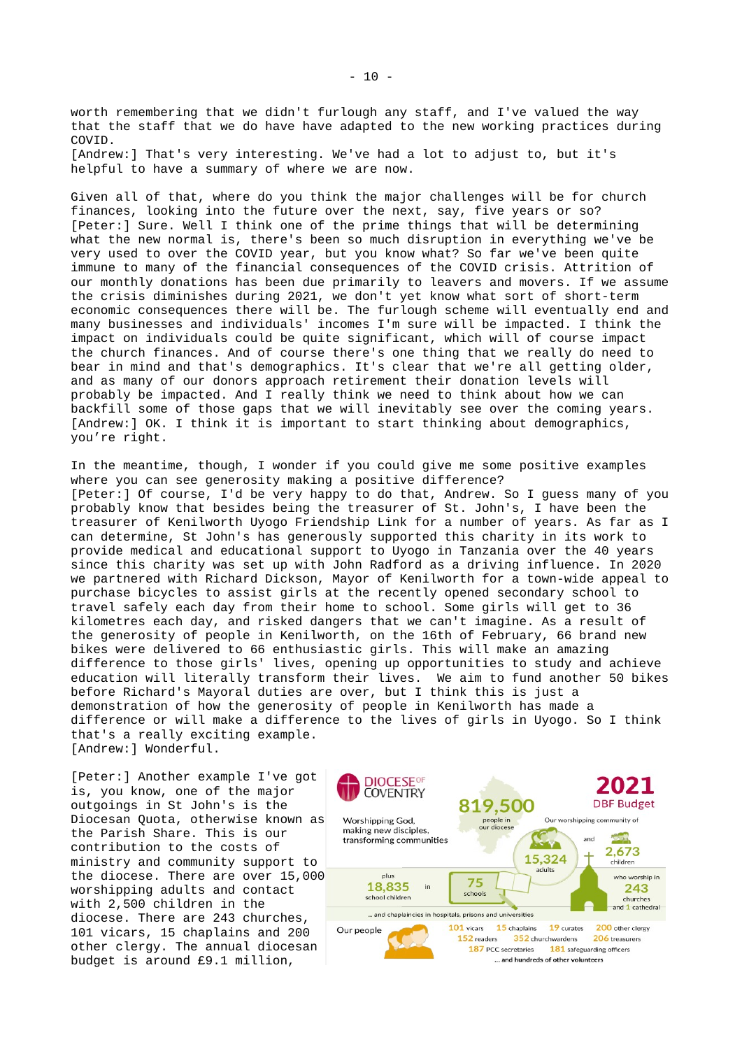worth remembering that we didn't furlough any staff, and I've valued the way that the staff that we do have have adapted to the new working practices during COVID.
[Andrew:] That's very interesting. We've had a lot to adjust to, but it's helpful to have a summary of where we are now.

Given all of that, where do you think the major challenges will be for church finances, looking into the future over the next, say, five years or so?
[Peter:] Sure. Well I think one of the prime things that will be determining what the new normal is, there's been so much disruption in everything we've be very used to over the COVID year, but you know what? So far we've been quite immune to many of the financial consequences of the COVID crisis. Attrition of our monthly donations has been due primarily to leavers and movers. If we assume the crisis diminishes during 2021, we don't yet know what sort of short-term economic consequences there will be. The furlough scheme will eventually end and many businesses and individuals' incomes I'm sure will be impacted. I think the impact on individuals could be quite significant, which will of course impact the church finances. And of course there's one thing that we really do need to bear in mind and that's demographics. It's clear that we're all getting older, and as many of our donors approach retirement their donation levels will probably be impacted. And I really think we need to think about how we can backfill some of those gaps that we will inevitably see over the coming years.
[Andrew:] OK. I think it is important to start thinking about demographics, you're right.

In the meantime, though, I wonder if you could give me some positive examples where you can see generosity making a positive difference?
[Peter:] Of course, I'd be very happy to do that, Andrew. So I guess many of you probably know that besides being the treasurer of St. John's, I have been the treasurer of Kenilworth Uyogo Friendship Link for a number of years. As far as I can determine, St John's has generously supported this charity in its work to provide medical and educational support to Uyogo in Tanzania over the 40 years since this charity was set up with John Radford as a driving influence. In 2020 we partnered with Richard Dickson, Mayor of Kenilworth for a town-wide appeal to purchase bicycles to assist girls at the recently opened secondary school to travel safely each day from their home to school. Some girls will get to 36 kilometres each day, and risked dangers that we can't imagine. As a result of the generosity of people in Kenilworth, on the 16th of February, 66 brand new bikes were delivered to 66 enthusiastic girls. This will make an amazing difference to those girls' lives, opening up opportunities to study and achieve education will literally transform their lives. We aim to fund another 50 bikes before Richard's Mayoral duties are over, but I think this is just a demonstration of how the generosity of people in Kenilworth has made a difference or will make a difference to the lives of girls in Uyogo. So I think that's a really exciting example.
[Andrew:] Wonderful.

[Peter:] Another example I've got is, you know, one of the major outgoings in St John's is the Diocesan Quota, otherwise known as the Parish Share. This is our contribution to the costs of ministry and community support to the diocese. There are over 15,000 worshipping adults and contact with 2,500 children in the diocese. There are 243 churches, 101 vicars, 15 chaplains and 200 other clergy. The annual diocesan budget is around £9.1 million,

DIOCESE OF COVENTRY — 2021 DBF Budget

Worshipping God, making new disciples, transforming communities

819,500 people in our diocese

Our worshipping community of 15,324 adults and 2,673 children who worship in 243 churches and 1 cathedral

plus 18,835 school children in 75 schools

... and chaplaincies in hospitals, prisons and universities

Our people: 101 vicars, 15 chaplains, 19 curates, 200 other clergy, 152 readers, 352 churchwardens, 206 treasurers, 187 PCC secretaries, 181 safeguarding officers ... and hundreds of other volunteers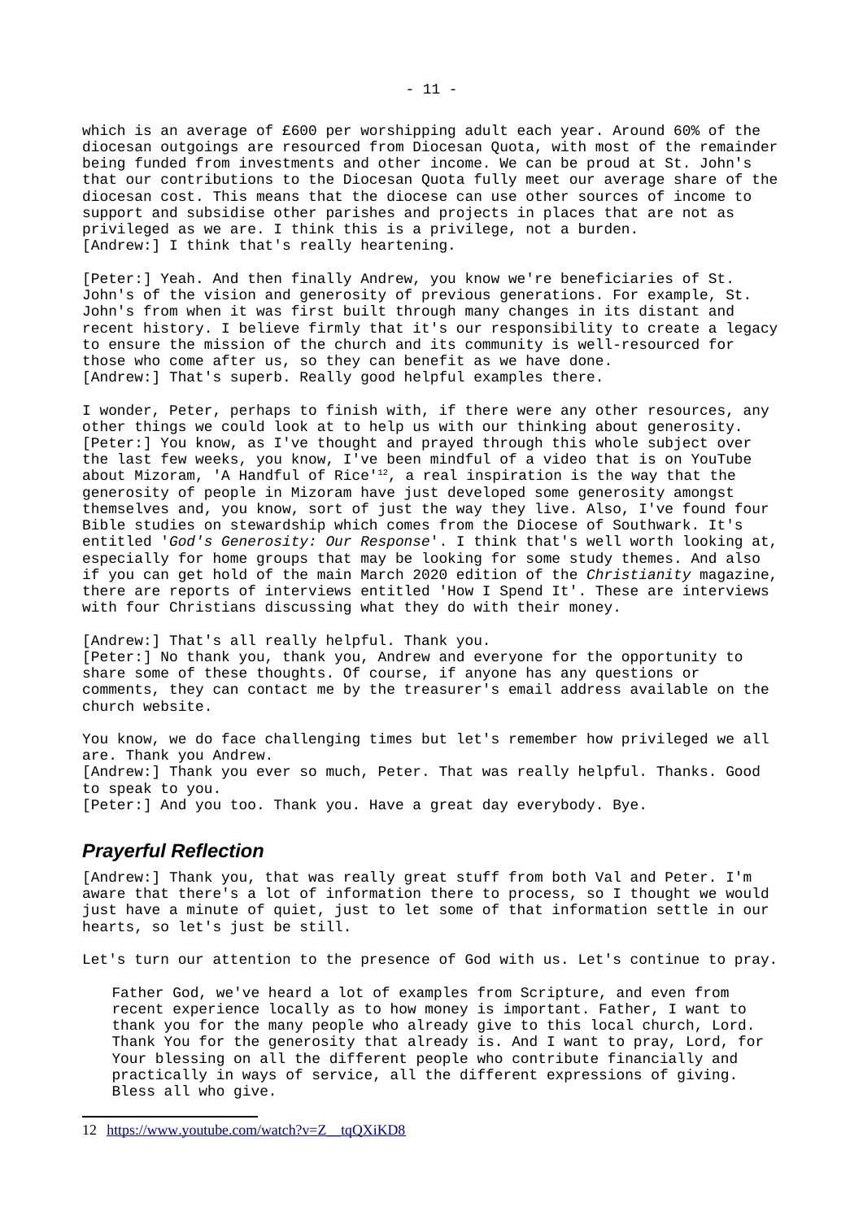which is an average of £600 per worshipping adult each year. Around 60% of the diocesan outgoings are resourced from Diocesan Quota, with most of the remainder being funded from investments and other income. We can be proud at St. John's that our contributions to the Diocesan Quota fully meet our average share of the diocesan cost. This means that the diocese can use other sources of income to support and subsidise other parishes and projects in places that are not as privileged as we are. I think this is a privilege, not a burden.
[Andrew:] I think that's really heartening.

[Peter:] Yeah. And then finally Andrew, you know we're beneficiaries of St. John's of the vision and generosity of previous generations. For example, St. John's from when it was first built through many changes in its distant and recent history. I believe firmly that it's our responsibility to create a legacy to ensure the mission of the church and its community is well-resourced for those who come after us, so they can benefit as we have done.
[Andrew:] That's superb. Really good helpful examples there.

I wonder, Peter, perhaps to finish with, if there were any other resources, any other things we could look at to help us with our thinking about generosity.
[Peter:] You know, as I've thought and prayed through this whole subject over the last few weeks, you know, I've been mindful of a video that is on YouTube about Mizoram, 'A Handful of Rice'[12], a real inspiration is the way that the generosity of people in Mizoram have just developed some generosity amongst themselves and, you know, sort of just the way they live. Also, I've found four Bible studies on stewardship which comes from the Diocese of Southwark. It's entitled '*God's Generosity: Our Response*'. I think that's well worth looking at, especially for home groups that may be looking for some study themes. And also if you can get hold of the main March 2020 edition of the *Christianity* magazine, there are reports of interviews entitled 'How I Spend It'. These are interviews with four Christians discussing what they do with their money.

[Andrew:] That's all really helpful. Thank you.
[Peter:] No thank you, thank you, Andrew and everyone for the opportunity to share some of these thoughts. Of course, if anyone has any questions or comments, they can contact me by the treasurer's email address available on the church website.

You know, we do face challenging times but let's remember how privileged we all are. Thank you Andrew.
[Andrew:] Thank you ever so much, Peter. That was really helpful. Thanks. Good to speak to you.
[Peter:] And you too. Thank you. Have a great day everybody. Bye.

## *Prayerful Reflection*

[Andrew:] Thank you, that was really great stuff from both Val and Peter. I'm aware that there's a lot of information there to process, so I thought we would just have a minute of quiet, just to let some of that information settle in our hearts, so let's just be still.

Let's turn our attention to the presence of God with us. Let's continue to pray.

> Father God, we've heard a lot of examples from Scripture, and even from recent experience locally as to how money is important. Father, I want to thank you for the many people who already give to this local church, Lord. Thank You for the generosity that already is. And I want to pray, Lord, for Your blessing on all the different people who contribute financially and practically in ways of service, all the different expressions of giving. Bless all who give.

12 https://www.youtube.com/watch?v=Z__tqQXiKD8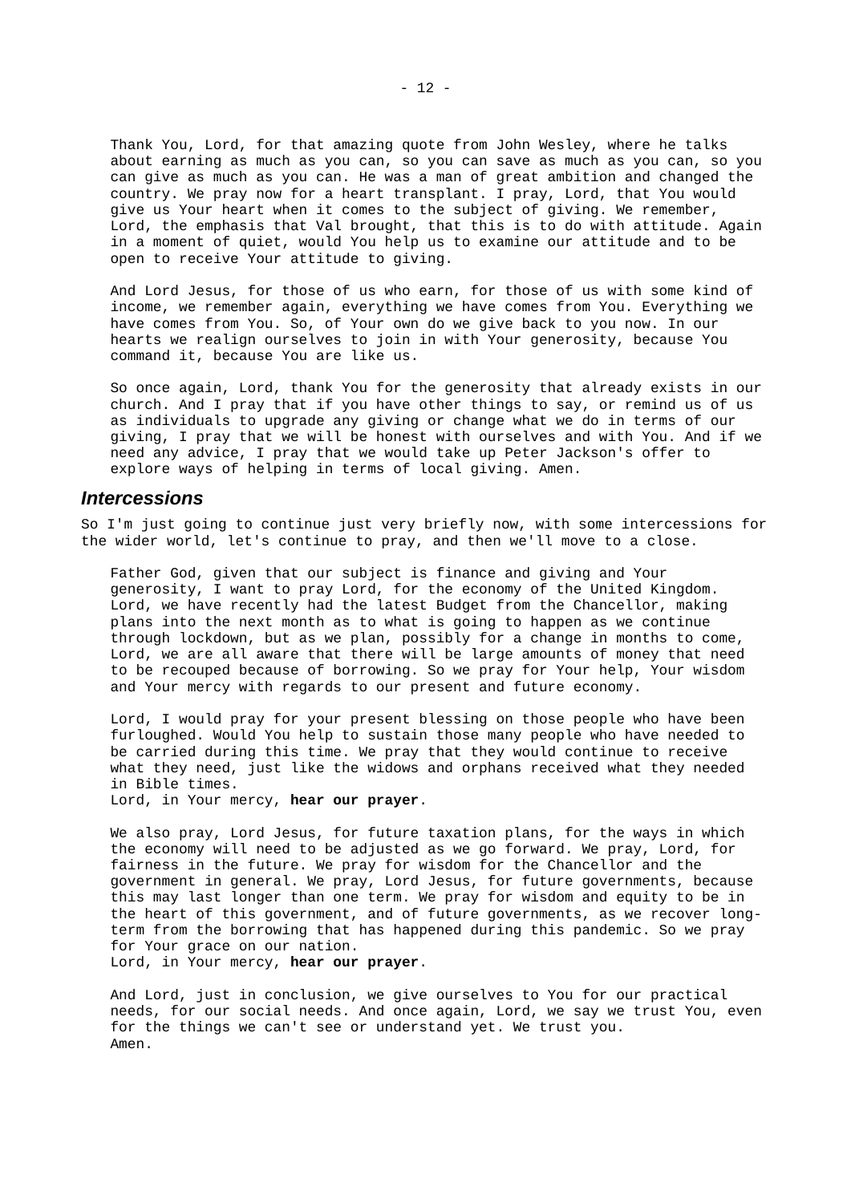Thank You, Lord, for that amazing quote from John Wesley, where he talks about earning as much as you can, so you can save as much as you can, so you can give as much as you can. He was a man of great ambition and changed the country. We pray now for a heart transplant. I pray, Lord, that You would give us Your heart when it comes to the subject of giving. We remember, Lord, the emphasis that Val brought, that this is to do with attitude. Again in a moment of quiet, would You help us to examine our attitude and to be open to receive Your attitude to giving.

And Lord Jesus, for those of us who earn, for those of us with some kind of income, we remember again, everything we have comes from You. Everything we have comes from You. So, of Your own do we give back to you now. In our hearts we realign ourselves to join in with Your generosity, because You command it, because You are like us.

So once again, Lord, thank You for the generosity that already exists in our church. And I pray that if you have other things to say, or remind us of us as individuals to upgrade any giving or change what we do in terms of our giving, I pray that we will be honest with ourselves and with You. And if we need any advice, I pray that we would take up Peter Jackson's offer to explore ways of helping in terms of local giving. Amen.

## *Intercessions*

So I'm just going to continue just very briefly now, with some intercessions for the wider world, let's continue to pray, and then we'll move to a close.

Father God, given that our subject is finance and giving and Your generosity, I want to pray Lord, for the economy of the United Kingdom. Lord, we have recently had the latest Budget from the Chancellor, making plans into the next month as to what is going to happen as we continue through lockdown, but as we plan, possibly for a change in months to come, Lord, we are all aware that there will be large amounts of money that need to be recouped because of borrowing. So we pray for Your help, Your wisdom and Your mercy with regards to our present and future economy.

Lord, I would pray for your present blessing on those people who have been furloughed. Would You help to sustain those many people who have needed to be carried during this time. We pray that they would continue to receive what they need, just like the widows and orphans received what they needed in Bible times.
Lord, in Your mercy, **hear our prayer**.

We also pray, Lord Jesus, for future taxation plans, for the ways in which the economy will need to be adjusted as we go forward. We pray, Lord, for fairness in the future. We pray for wisdom for the Chancellor and the government in general. We pray, Lord Jesus, for future governments, because this may last longer than one term. We pray for wisdom and equity to be in the heart of this government, and of future governments, as we recover long-term from the borrowing that has happened during this pandemic. So we pray for Your grace on our nation.
Lord, in Your mercy, **hear our prayer**.

And Lord, just in conclusion, we give ourselves to You for our practical needs, for our social needs. And once again, Lord, we say we trust You, even for the things we can't see or understand yet. We trust you.
Amen.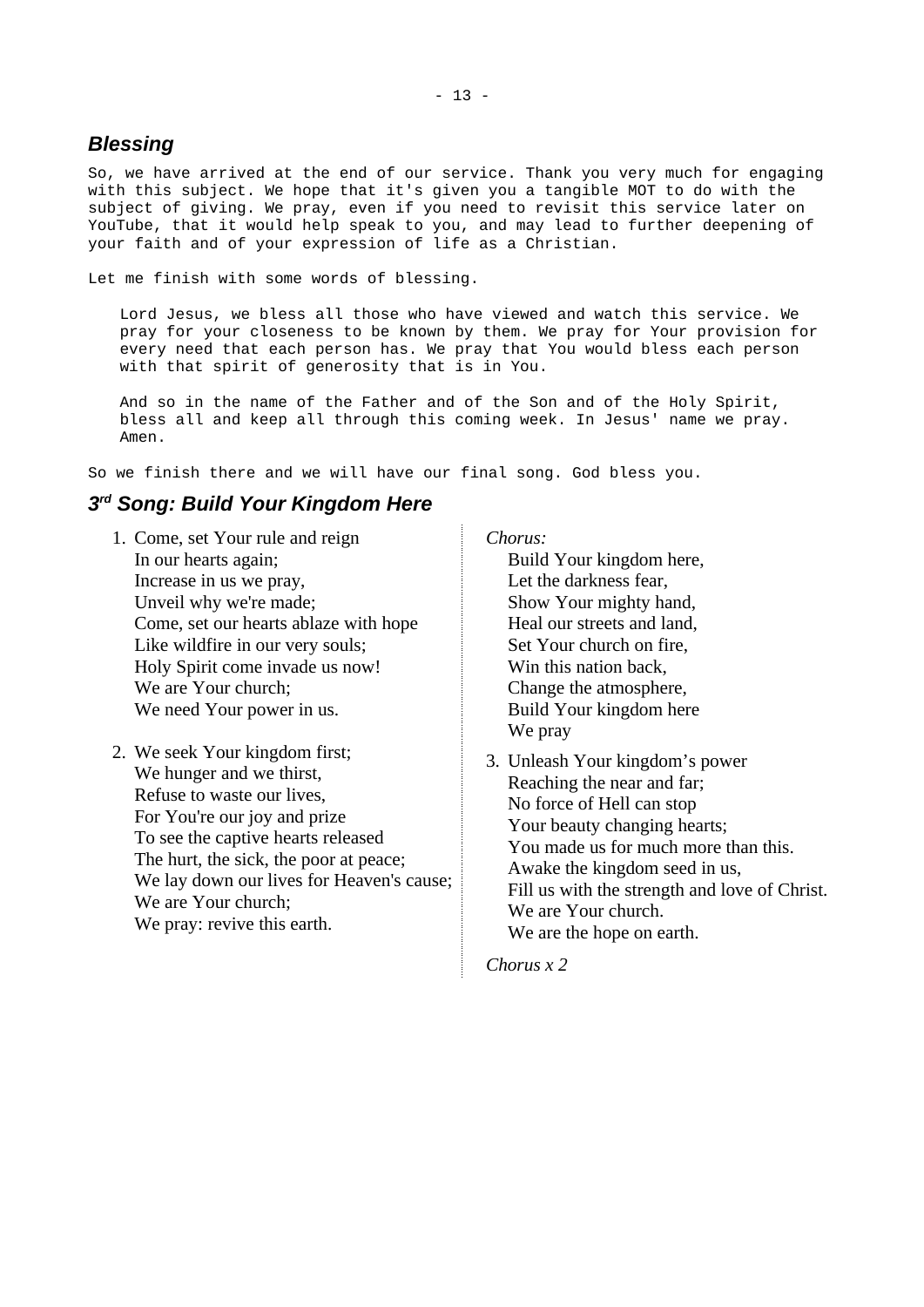## *Blessing*

So, we have arrived at the end of our service. Thank you very much for engaging with this subject. We hope that it's given you a tangible MOT to do with the subject of giving. We pray, even if you need to revisit this service later on YouTube, that it would help speak to you, and may lead to further deepening of your faith and of your expression of life as a Christian.

Let me finish with some words of blessing.

> Lord Jesus, we bless all those who have viewed and watch this service. We pray for your closeness to be known by them. We pray for Your provision for every need that each person has. We pray that You would bless each person with that spirit of generosity that is in You.
>
> And so in the name of the Father and of the Son and of the Holy Spirit, bless all and keep all through this coming week. In Jesus' name we pray. Amen.

So we finish there and we will have our final song. God bless you.

## *3rd Song: Build Your Kingdom Here*

1. Come, set Your rule and reign
   In our hearts again;
   Increase in us we pray,
   Unveil why we're made;
   Come, set our hearts ablaze with hope
   Like wildfire in our very souls;
   Holy Spirit come invade us now!
   We are Your church;
   We need Your power in us.

2. We seek Your kingdom first;
   We hunger and we thirst,
   Refuse to waste our lives,
   For You're our joy and prize
   To see the captive hearts released
   The hurt, the sick, the poor at peace;
   We lay down our lives for Heaven's cause;
   We are Your church;
   We pray: revive this earth.

*Chorus:*

Build Your kingdom here,
Let the darkness fear,
Show Your mighty hand,
Heal our streets and land,
Set Your church on fire,
Win this nation back,
Change the atmosphere,
Build Your kingdom here
We pray

3. Unleash Your kingdom's power
   Reaching the near and far;
   No force of Hell can stop
   Your beauty changing hearts;
   You made us for much more than this.
   Awake the kingdom seed in us,
   Fill us with the strength and love of Christ.
   We are Your church.
   We are the hope on earth.

*Chorus x 2*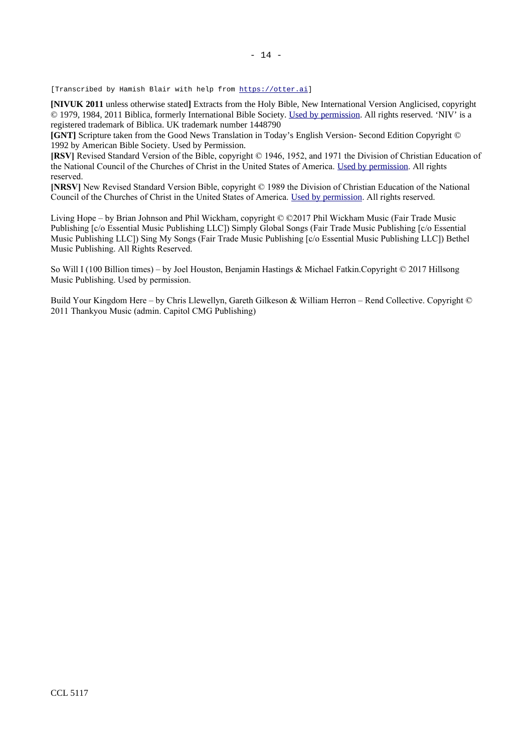[Transcribed by Hamish Blair with help from https://otter.ai]

**[NIVUK 2011** unless otherwise stated**]** Extracts from the Holy Bible, New International Version Anglicised, copyright © 1979, 1984, 2011 Biblica, formerly International Bible Society. Used by permission. All rights reserved. 'NIV' is a registered trademark of Biblica. UK trademark number 1448790

**[GNT]** Scripture taken from the Good News Translation in Today's English Version- Second Edition Copyright © 1992 by American Bible Society. Used by Permission.

**[RSV]** Revised Standard Version of the Bible, copyright © 1946, 1952, and 1971 the Division of Christian Education of the National Council of the Churches of Christ in the United States of America. Used by permission. All rights reserved.

**[NRSV]** New Revised Standard Version Bible, copyright © 1989 the Division of Christian Education of the National Council of the Churches of Christ in the United States of America. Used by permission. All rights reserved.

Living Hope – by Brian Johnson and Phil Wickham, copyright © ©2017 Phil Wickham Music (Fair Trade Music Publishing [c/o Essential Music Publishing LLC]) Simply Global Songs (Fair Trade Music Publishing [c/o Essential Music Publishing LLC]) Sing My Songs (Fair Trade Music Publishing [c/o Essential Music Publishing LLC]) Bethel Music Publishing. All Rights Reserved.

So Will I (100 Billion times) – by Joel Houston, Benjamin Hastings & Michael Fatkin.Copyright © 2017 Hillsong Music Publishing. Used by permission.

Build Your Kingdom Here – by Chris Llewellyn, Gareth Gilkeson & William Herron – Rend Collective. Copyright © 2011 Thankyou Music (admin. Capitol CMG Publishing)

CCL 5117